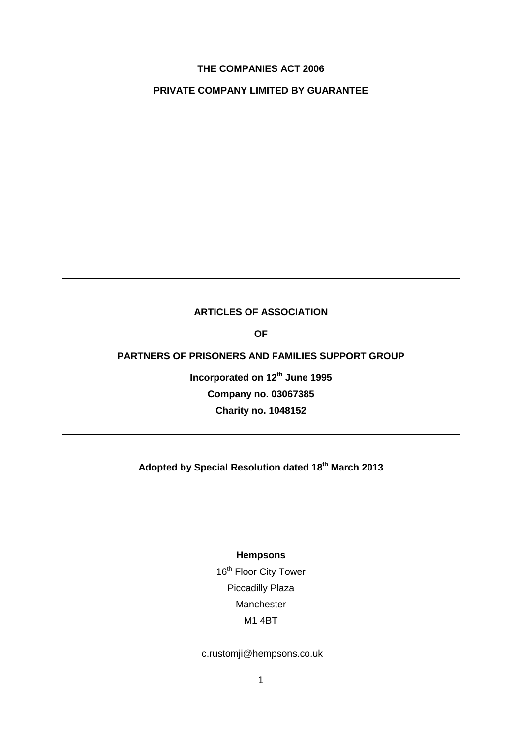**THE COMPANIES ACT 2006**

**PRIVATE COMPANY LIMITED BY GUARANTEE**

---

# ARTICLES OF ASSOCIATION

**OF**

**PARTNERS OF PRISONERS AND FAMILIES SUPPORT GROUP**

**Incorporated on 12th June 1995**

**Company no. 03067385**

**Charity no. 1048152**

---

**Adopted by Special Resolution dated 18th March 2013**

**Hempsons**

16th Floor City Tower

Piccadilly Plaza

Manchester

M1 4BT

c.rustomji@hempsons.co.uk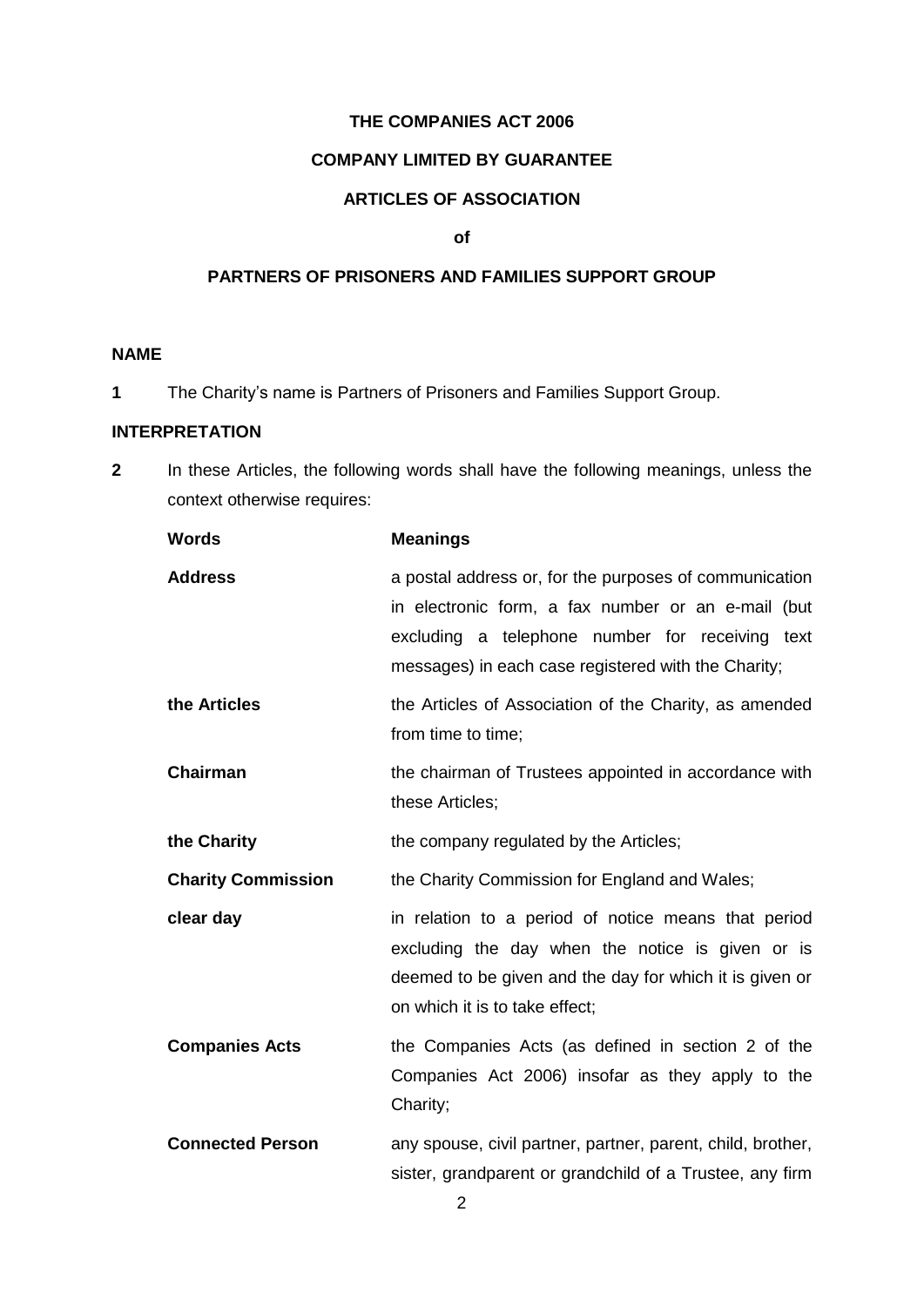**THE COMPANIES ACT 2006**

**COMPANY LIMITED BY GUARANTEE**

**ARTICLES OF ASSOCIATION**

**of**

**PARTNERS OF PRISONERS AND FAMILIES SUPPORT GROUP**

## NAME

**1** The Charity's name is Partners of Prisoners and Families Support Group.

## INTERPRETATION

**2** In these Articles, the following words shall have the following meanings, unless the context otherwise requires:

| **Words** | **Meanings** |
|---|---|
| **Address** | a postal address or, for the purposes of communication in electronic form, a fax number or an e-mail (but excluding a telephone number for receiving text messages) in each case registered with the Charity; |
| **the Articles** | the Articles of Association of the Charity, as amended from time to time; |
| **Chairman** | the chairman of Trustees appointed in accordance with these Articles; |
| **the Charity** | the company regulated by the Articles; |
| **Charity Commission** | the Charity Commission for England and Wales; |
| **clear day** | in relation to a period of notice means that period excluding the day when the notice is given or is deemed to be given and the day for which it is given or on which it is to take effect; |
| **Companies Acts** | the Companies Acts (as defined in section 2 of the Companies Act 2006) insofar as they apply to the Charity; |
| **Connected Person** | any spouse, civil partner, partner, parent, child, brother, sister, grandparent or grandchild of a Trustee, any firm |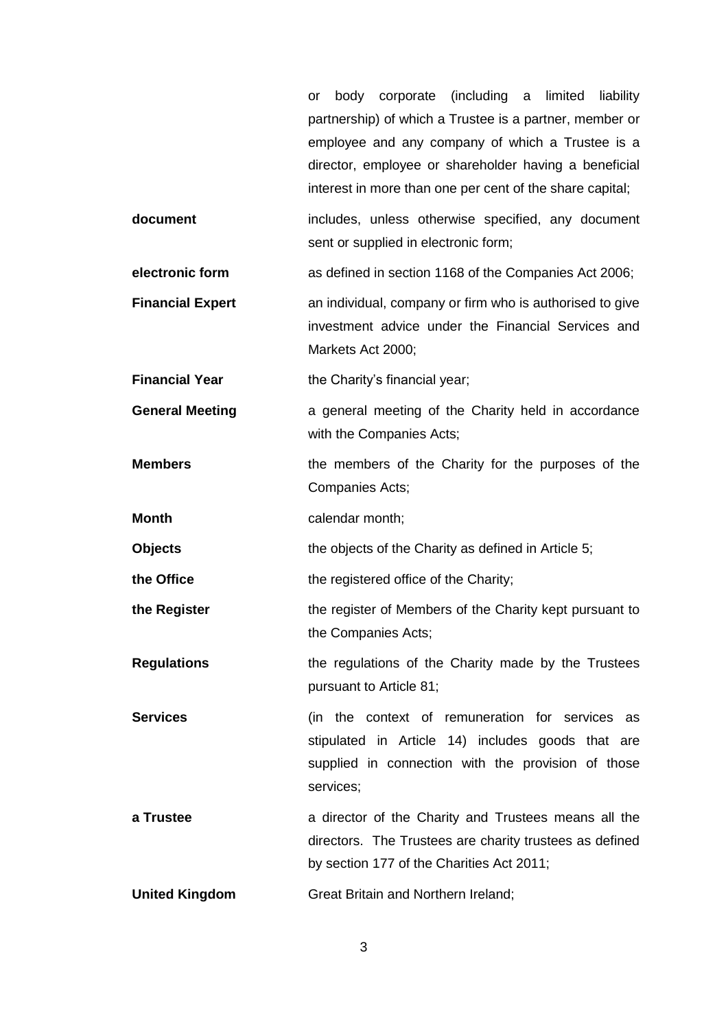| | |
|---|---|
| | or body corporate (including a limited liability partnership) of which a Trustee is a partner, member or employee and any company of which a Trustee is a director, employee or shareholder having a beneficial interest in more than one per cent of the share capital; |
| **document** | includes, unless otherwise specified, any document sent or supplied in electronic form; |
| **electronic form** | as defined in section 1168 of the Companies Act 2006; |
| **Financial Expert** | an individual, company or firm who is authorised to give investment advice under the Financial Services and Markets Act 2000; |
| **Financial Year** | the Charity's financial year; |
| **General Meeting** | a general meeting of the Charity held in accordance with the Companies Acts; |
| **Members** | the members of the Charity for the purposes of the Companies Acts; |
| **Month** | calendar month; |
| **Objects** | the objects of the Charity as defined in Article 5; |
| **the Office** | the registered office of the Charity; |
| **the Register** | the register of Members of the Charity kept pursuant to the Companies Acts; |
| **Regulations** | the regulations of the Charity made by the Trustees pursuant to Article 81; |
| **Services** | (in the context of remuneration for services as stipulated in Article 14) includes goods that are supplied in connection with the provision of those services; |
| **a Trustee** | a director of the Charity and Trustees means all the directors. The Trustees are charity trustees as defined by section 177 of the Charities Act 2011; |
| **United Kingdom** | Great Britain and Northern Ireland; |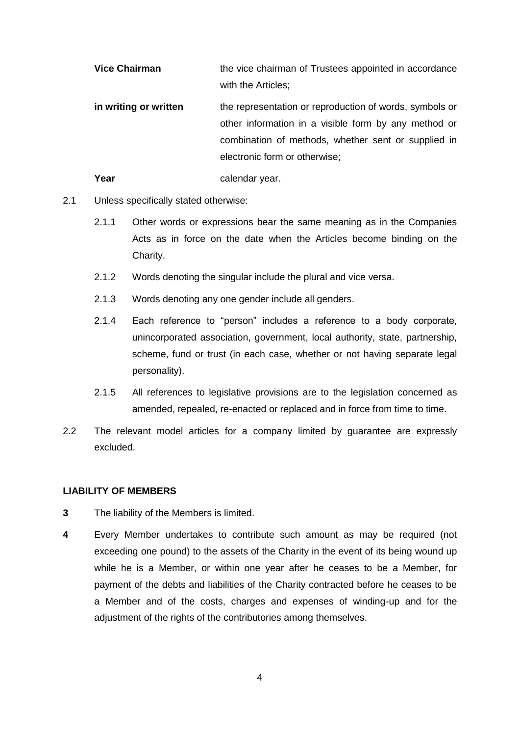| | |
|---|---|
| **Vice Chairman** | the vice chairman of Trustees appointed in accordance with the Articles; |
| **in writing or written** | the representation or reproduction of words, symbols or other information in a visible form by any method or combination of methods, whether sent or supplied in electronic form or otherwise; |
| **Year** | calendar year. |

2.1 Unless specifically stated otherwise:

2.1.1 Other words or expressions bear the same meaning as in the Companies Acts as in force on the date when the Articles become binding on the Charity.

2.1.2 Words denoting the singular include the plural and vice versa.

2.1.3 Words denoting any one gender include all genders.

2.1.4 Each reference to "person" includes a reference to a body corporate, unincorporated association, government, local authority, state, partnership, scheme, fund or trust (in each case, whether or not having separate legal personality).

2.1.5 All references to legislative provisions are to the legislation concerned as amended, repealed, re-enacted or replaced and in force from time to time.

2.2 The relevant model articles for a company limited by guarantee are expressly excluded.

**LIABILITY OF MEMBERS**

**3** The liability of the Members is limited.

**4** Every Member undertakes to contribute such amount as may be required (not exceeding one pound) to the assets of the Charity in the event of its being wound up while he is a Member, or within one year after he ceases to be a Member, for payment of the debts and liabilities of the Charity contracted before he ceases to be a Member and of the costs, charges and expenses of winding-up and for the adjustment of the rights of the contributories among themselves.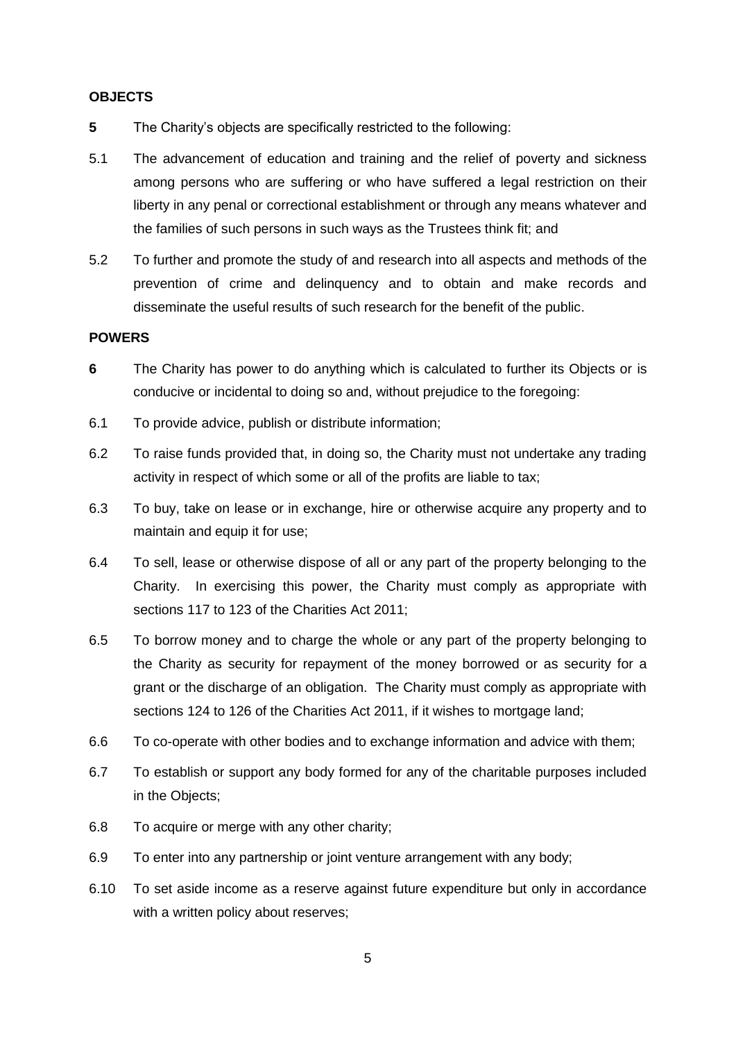**OBJECTS**

**5** The Charity's objects are specifically restricted to the following:

5.1 The advancement of education and training and the relief of poverty and sickness among persons who are suffering or who have suffered a legal restriction on their liberty in any penal or correctional establishment or through any means whatever and the families of such persons in such ways as the Trustees think fit; and

5.2 To further and promote the study of and research into all aspects and methods of the prevention of crime and delinquency and to obtain and make records and disseminate the useful results of such research for the benefit of the public.

**POWERS**

**6** The Charity has power to do anything which is calculated to further its Objects or is conducive or incidental to doing so and, without prejudice to the foregoing:

6.1 To provide advice, publish or distribute information;

6.2 To raise funds provided that, in doing so, the Charity must not undertake any trading activity in respect of which some or all of the profits are liable to tax;

6.3 To buy, take on lease or in exchange, hire or otherwise acquire any property and to maintain and equip it for use;

6.4 To sell, lease or otherwise dispose of all or any part of the property belonging to the Charity. In exercising this power, the Charity must comply as appropriate with sections 117 to 123 of the Charities Act 2011;

6.5 To borrow money and to charge the whole or any part of the property belonging to the Charity as security for repayment of the money borrowed or as security for a grant or the discharge of an obligation. The Charity must comply as appropriate with sections 124 to 126 of the Charities Act 2011, if it wishes to mortgage land;

6.6 To co-operate with other bodies and to exchange information and advice with them;

6.7 To establish or support any body formed for any of the charitable purposes included in the Objects;

6.8 To acquire or merge with any other charity;

6.9 To enter into any partnership or joint venture arrangement with any body;

6.10 To set aside income as a reserve against future expenditure but only in accordance with a written policy about reserves;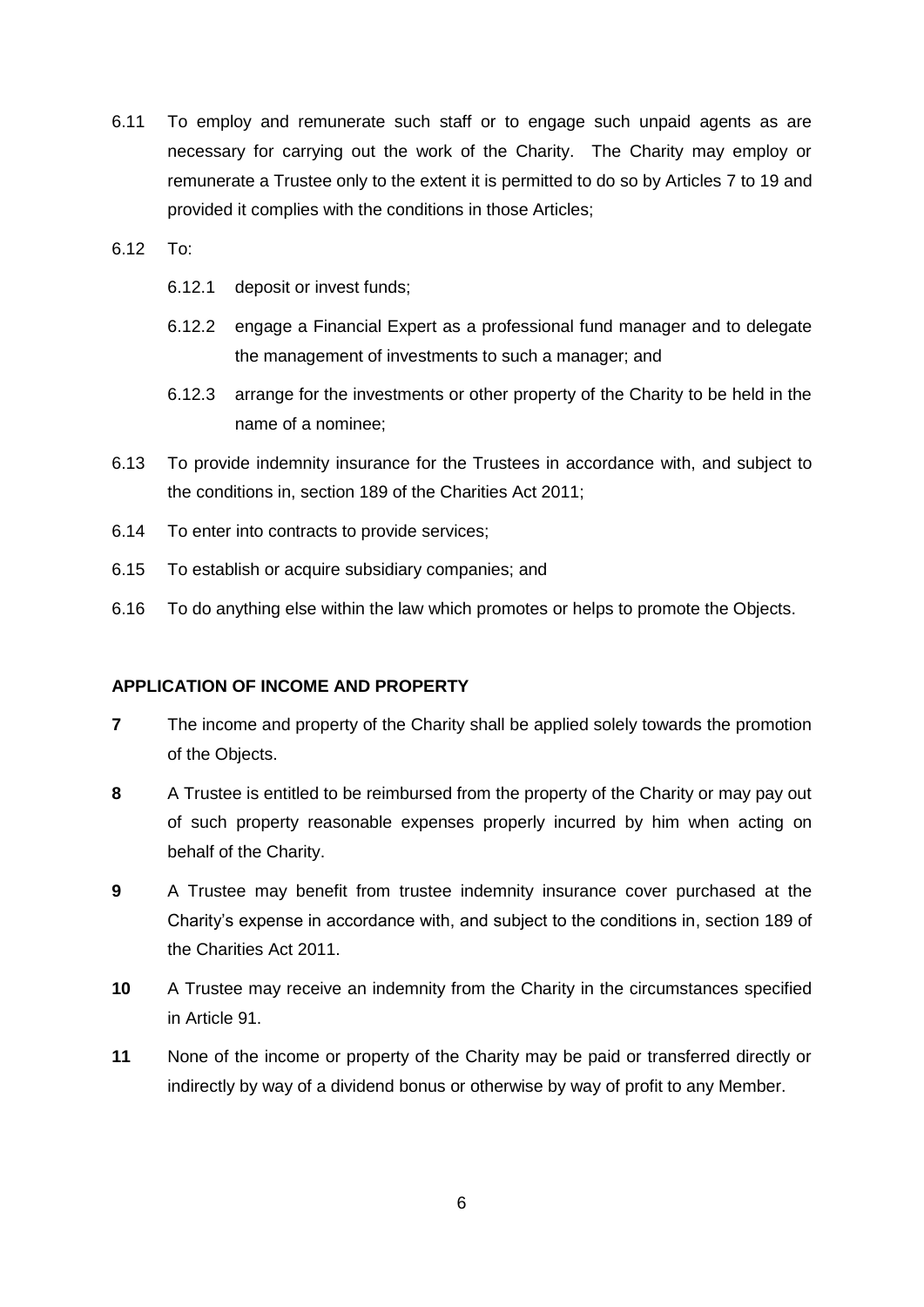6.11 To employ and remunerate such staff or to engage such unpaid agents as are necessary for carrying out the work of the Charity. The Charity may employ or remunerate a Trustee only to the extent it is permitted to do so by Articles 7 to 19 and provided it complies with the conditions in those Articles;

6.12 To:

6.12.1 deposit or invest funds;

6.12.2 engage a Financial Expert as a professional fund manager and to delegate the management of investments to such a manager; and

6.12.3 arrange for the investments or other property of the Charity to be held in the name of a nominee;

6.13 To provide indemnity insurance for the Trustees in accordance with, and subject to the conditions in, section 189 of the Charities Act 2011;

6.14 To enter into contracts to provide services;

6.15 To establish or acquire subsidiary companies; and

6.16 To do anything else within the law which promotes or helps to promote the Objects.

**APPLICATION OF INCOME AND PROPERTY**

**7** The income and property of the Charity shall be applied solely towards the promotion of the Objects.

**8** A Trustee is entitled to be reimbursed from the property of the Charity or may pay out of such property reasonable expenses properly incurred by him when acting on behalf of the Charity.

**9** A Trustee may benefit from trustee indemnity insurance cover purchased at the Charity's expense in accordance with, and subject to the conditions in, section 189 of the Charities Act 2011.

**10** A Trustee may receive an indemnity from the Charity in the circumstances specified in Article 91.

**11** None of the income or property of the Charity may be paid or transferred directly or indirectly by way of a dividend bonus or otherwise by way of profit to any Member.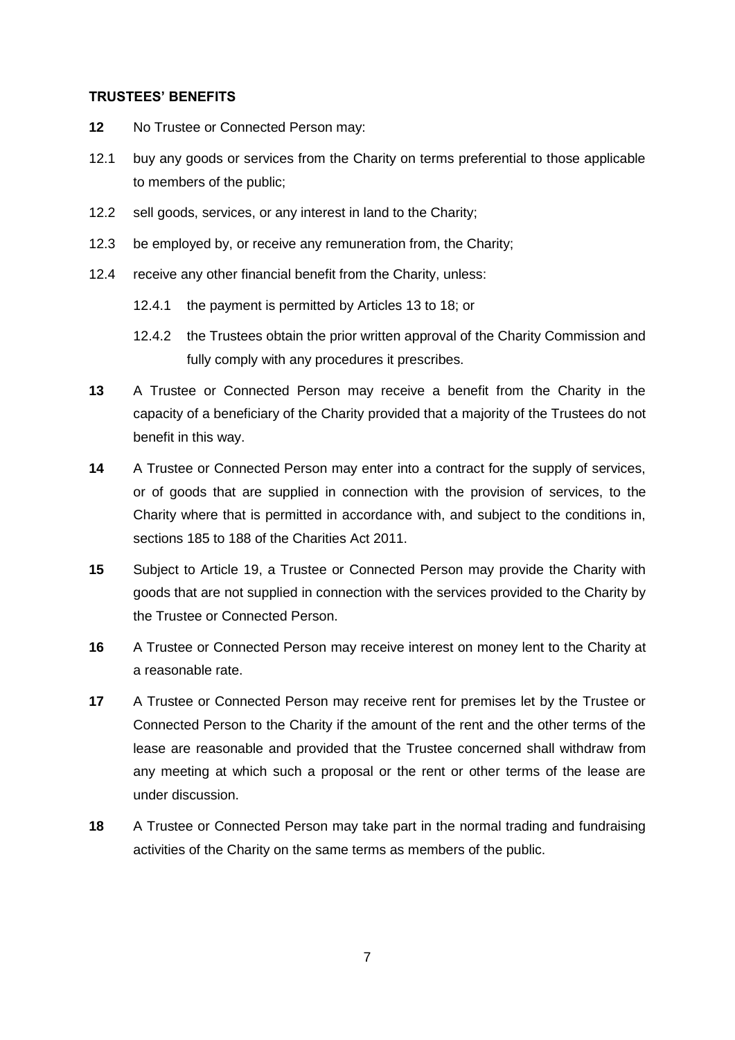**TRUSTEES' BENEFITS**

**12** No Trustee or Connected Person may:

12.1 buy any goods or services from the Charity on terms preferential to those applicable to members of the public;

12.2 sell goods, services, or any interest in land to the Charity;

12.3 be employed by, or receive any remuneration from, the Charity;

12.4 receive any other financial benefit from the Charity, unless:

12.4.1 the payment is permitted by Articles 13 to 18; or

12.4.2 the Trustees obtain the prior written approval of the Charity Commission and fully comply with any procedures it prescribes.

**13** A Trustee or Connected Person may receive a benefit from the Charity in the capacity of a beneficiary of the Charity provided that a majority of the Trustees do not benefit in this way.

**14** A Trustee or Connected Person may enter into a contract for the supply of services, or of goods that are supplied in connection with the provision of services, to the Charity where that is permitted in accordance with, and subject to the conditions in, sections 185 to 188 of the Charities Act 2011.

**15** Subject to Article 19, a Trustee or Connected Person may provide the Charity with goods that are not supplied in connection with the services provided to the Charity by the Trustee or Connected Person.

**16** A Trustee or Connected Person may receive interest on money lent to the Charity at a reasonable rate.

**17** A Trustee or Connected Person may receive rent for premises let by the Trustee or Connected Person to the Charity if the amount of the rent and the other terms of the lease are reasonable and provided that the Trustee concerned shall withdraw from any meeting at which such a proposal or the rent or other terms of the lease are under discussion.

**18** A Trustee or Connected Person may take part in the normal trading and fundraising activities of the Charity on the same terms as members of the public.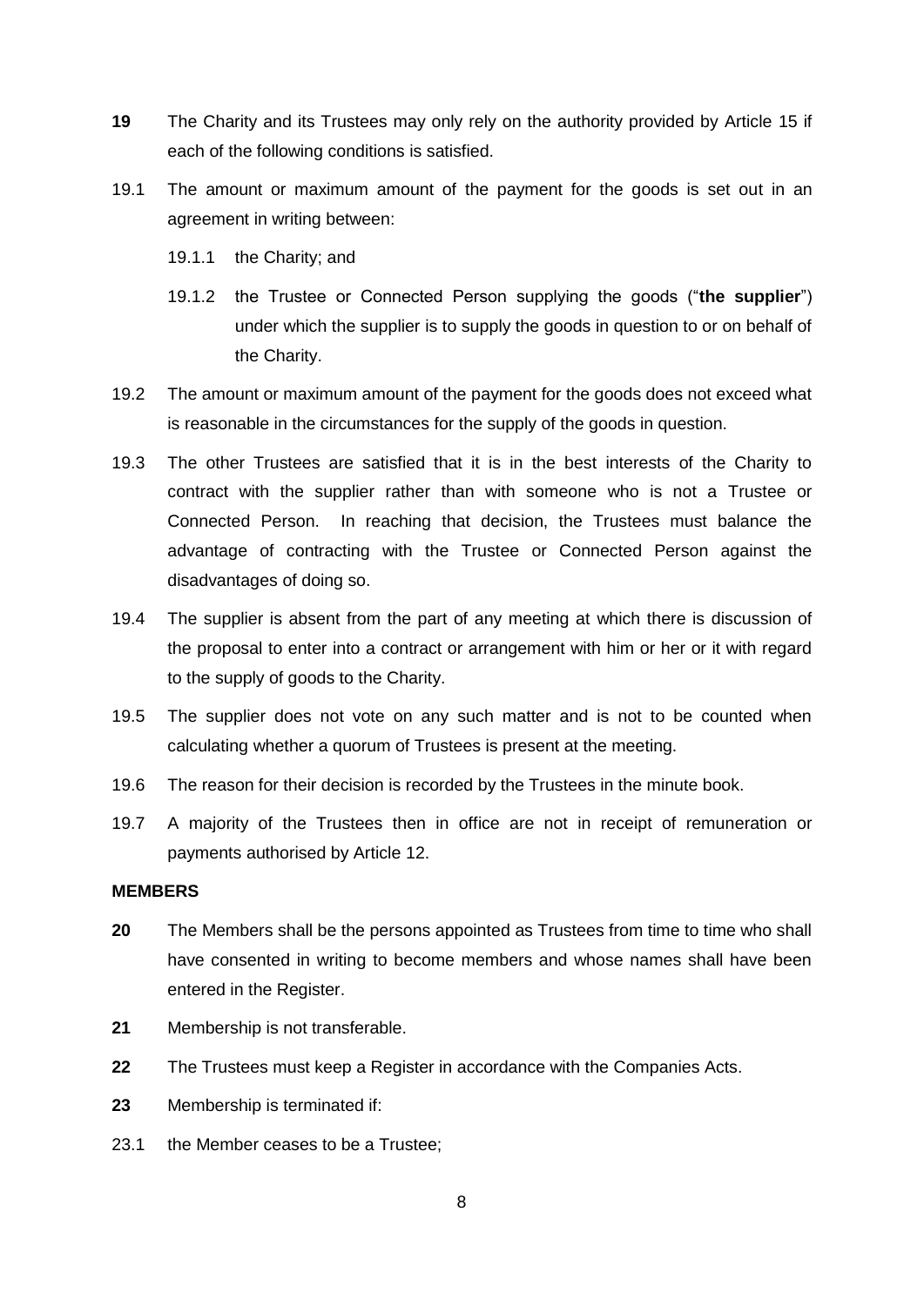**19** The Charity and its Trustees may only rely on the authority provided by Article 15 if each of the following conditions is satisfied.

19.1 The amount or maximum amount of the payment for the goods is set out in an agreement in writing between:

19.1.1 the Charity; and

19.1.2 the Trustee or Connected Person supplying the goods ("**the supplier**") under which the supplier is to supply the goods in question to or on behalf of the Charity.

19.2 The amount or maximum amount of the payment for the goods does not exceed what is reasonable in the circumstances for the supply of the goods in question.

19.3 The other Trustees are satisfied that it is in the best interests of the Charity to contract with the supplier rather than with someone who is not a Trustee or Connected Person. In reaching that decision, the Trustees must balance the advantage of contracting with the Trustee or Connected Person against the disadvantages of doing so.

19.4 The supplier is absent from the part of any meeting at which there is discussion of the proposal to enter into a contract or arrangement with him or her or it with regard to the supply of goods to the Charity.

19.5 The supplier does not vote on any such matter and is not to be counted when calculating whether a quorum of Trustees is present at the meeting.

19.6 The reason for their decision is recorded by the Trustees in the minute book.

19.7 A majority of the Trustees then in office are not in receipt of remuneration or payments authorised by Article 12.

**MEMBERS**

**20** The Members shall be the persons appointed as Trustees from time to time who shall have consented in writing to become members and whose names shall have been entered in the Register.

**21** Membership is not transferable.

**22** The Trustees must keep a Register in accordance with the Companies Acts.

**23** Membership is terminated if:

23.1 the Member ceases to be a Trustee;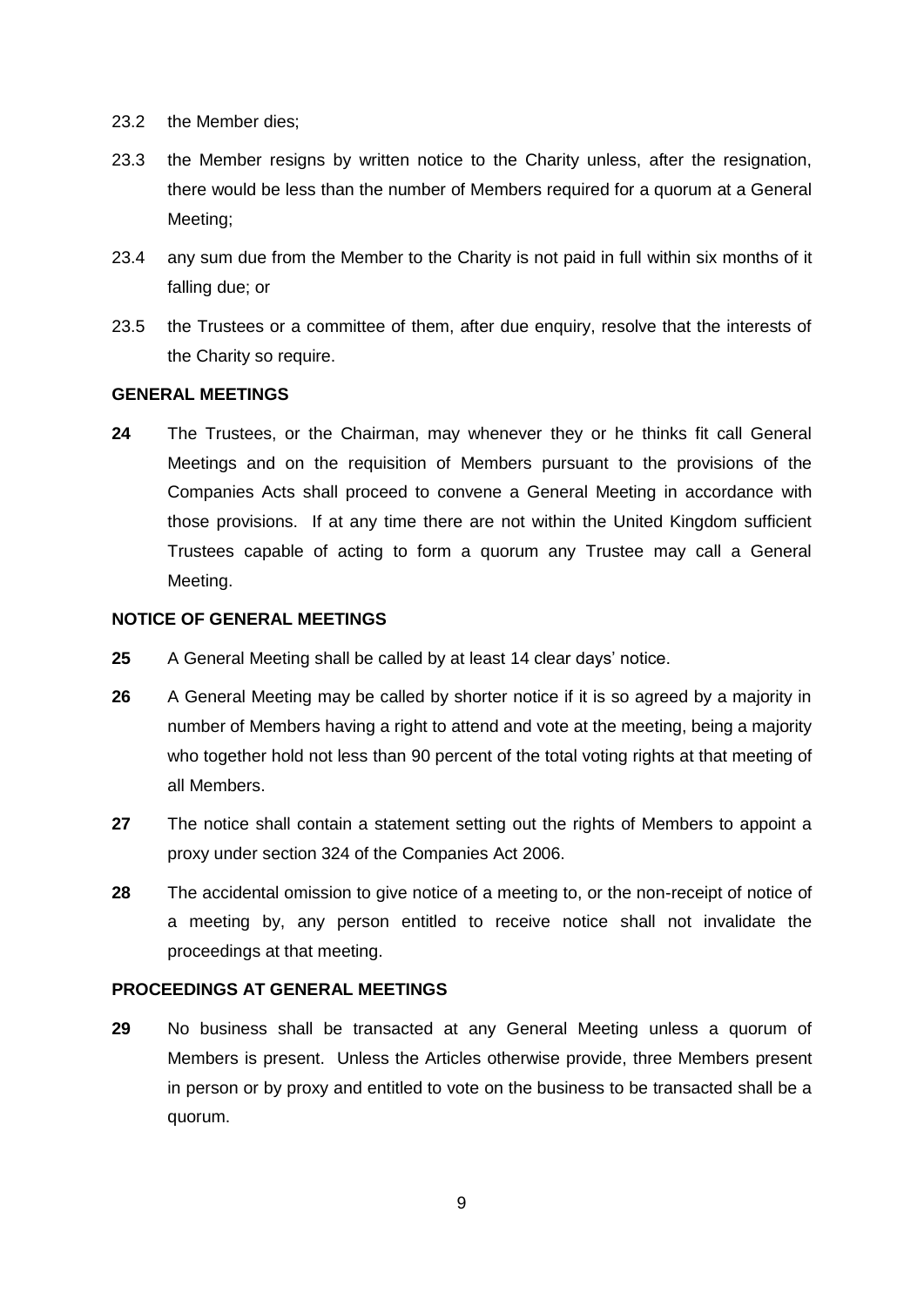23.2 the Member dies;

23.3 the Member resigns by written notice to the Charity unless, after the resignation, there would be less than the number of Members required for a quorum at a General Meeting;

23.4 any sum due from the Member to the Charity is not paid in full within six months of it falling due; or

23.5 the Trustees or a committee of them, after due enquiry, resolve that the interests of the Charity so require.

**GENERAL MEETINGS**

**24** The Trustees, or the Chairman, may whenever they or he thinks fit call General Meetings and on the requisition of Members pursuant to the provisions of the Companies Acts shall proceed to convene a General Meeting in accordance with those provisions. If at any time there are not within the United Kingdom sufficient Trustees capable of acting to form a quorum any Trustee may call a General Meeting.

**NOTICE OF GENERAL MEETINGS**

**25** A General Meeting shall be called by at least 14 clear days' notice.

**26** A General Meeting may be called by shorter notice if it is so agreed by a majority in number of Members having a right to attend and vote at the meeting, being a majority who together hold not less than 90 percent of the total voting rights at that meeting of all Members.

**27** The notice shall contain a statement setting out the rights of Members to appoint a proxy under section 324 of the Companies Act 2006.

**28** The accidental omission to give notice of a meeting to, or the non-receipt of notice of a meeting by, any person entitled to receive notice shall not invalidate the proceedings at that meeting.

**PROCEEDINGS AT GENERAL MEETINGS**

**29** No business shall be transacted at any General Meeting unless a quorum of Members is present. Unless the Articles otherwise provide, three Members present in person or by proxy and entitled to vote on the business to be transacted shall be a quorum.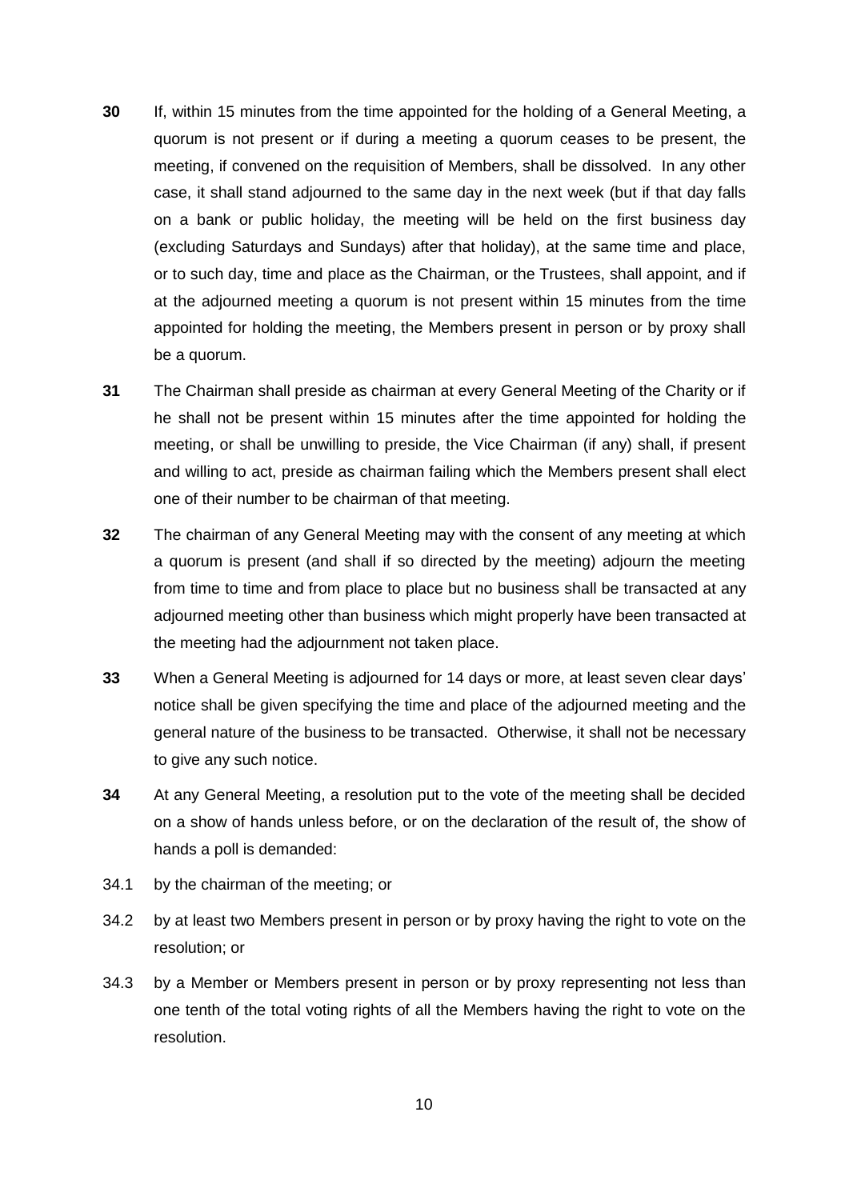**30** If, within 15 minutes from the time appointed for the holding of a General Meeting, a quorum is not present or if during a meeting a quorum ceases to be present, the meeting, if convened on the requisition of Members, shall be dissolved. In any other case, it shall stand adjourned to the same day in the next week (but if that day falls on a bank or public holiday, the meeting will be held on the first business day (excluding Saturdays and Sundays) after that holiday), at the same time and place, or to such day, time and place as the Chairman, or the Trustees, shall appoint, and if at the adjourned meeting a quorum is not present within 15 minutes from the time appointed for holding the meeting, the Members present in person or by proxy shall be a quorum.

**31** The Chairman shall preside as chairman at every General Meeting of the Charity or if he shall not be present within 15 minutes after the time appointed for holding the meeting, or shall be unwilling to preside, the Vice Chairman (if any) shall, if present and willing to act, preside as chairman failing which the Members present shall elect one of their number to be chairman of that meeting.

**32** The chairman of any General Meeting may with the consent of any meeting at which a quorum is present (and shall if so directed by the meeting) adjourn the meeting from time to time and from place to place but no business shall be transacted at any adjourned meeting other than business which might properly have been transacted at the meeting had the adjournment not taken place.

**33** When a General Meeting is adjourned for 14 days or more, at least seven clear days' notice shall be given specifying the time and place of the adjourned meeting and the general nature of the business to be transacted. Otherwise, it shall not be necessary to give any such notice.

**34** At any General Meeting, a resolution put to the vote of the meeting shall be decided on a show of hands unless before, or on the declaration of the result of, the show of hands a poll is demanded:

34.1 by the chairman of the meeting; or

34.2 by at least two Members present in person or by proxy having the right to vote on the resolution; or

34.3 by a Member or Members present in person or by proxy representing not less than one tenth of the total voting rights of all the Members having the right to vote on the resolution.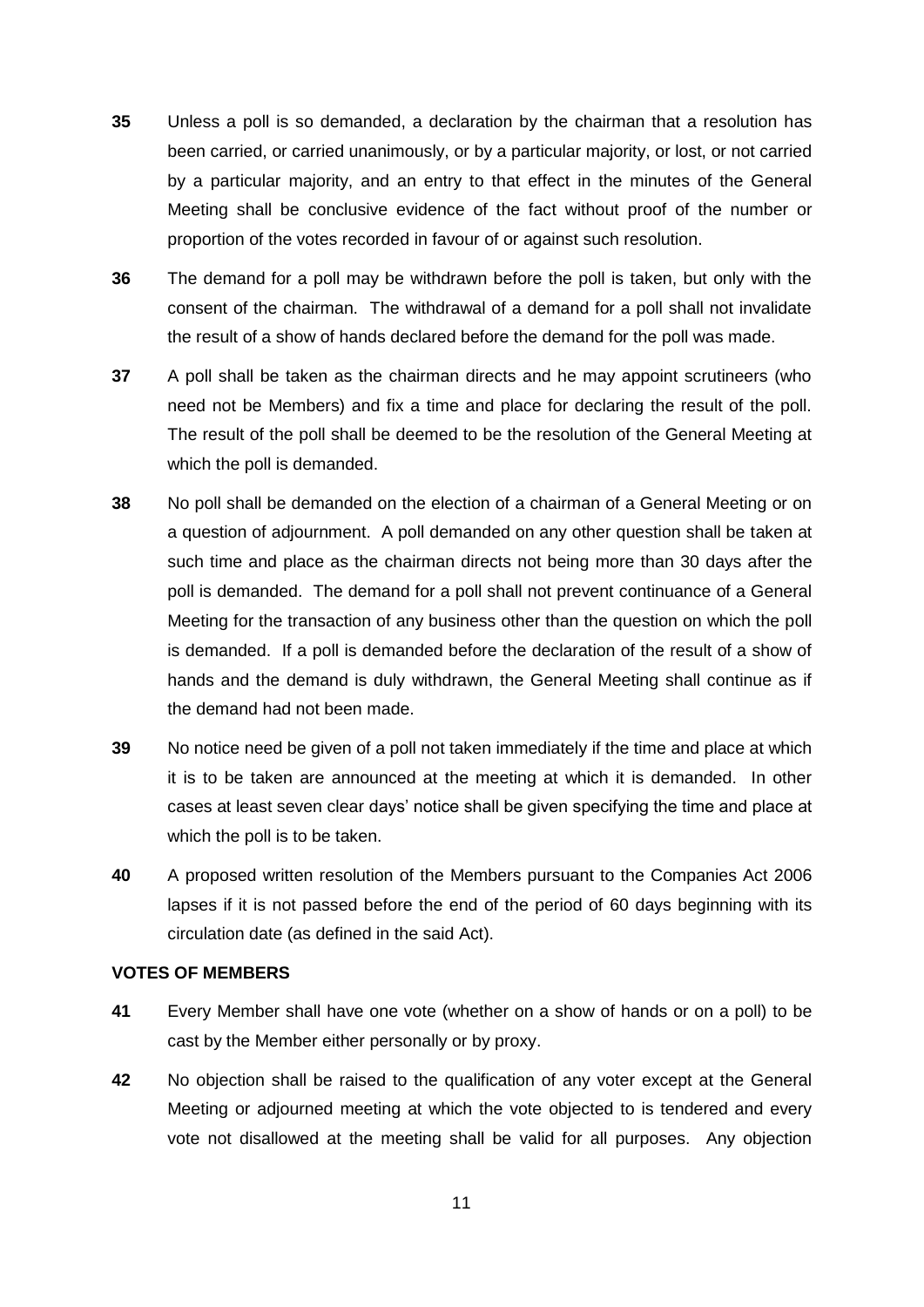**35** Unless a poll is so demanded, a declaration by the chairman that a resolution has been carried, or carried unanimously, or by a particular majority, or lost, or not carried by a particular majority, and an entry to that effect in the minutes of the General Meeting shall be conclusive evidence of the fact without proof of the number or proportion of the votes recorded in favour of or against such resolution.

**36** The demand for a poll may be withdrawn before the poll is taken, but only with the consent of the chairman. The withdrawal of a demand for a poll shall not invalidate the result of a show of hands declared before the demand for the poll was made.

**37** A poll shall be taken as the chairman directs and he may appoint scrutineers (who need not be Members) and fix a time and place for declaring the result of the poll. The result of the poll shall be deemed to be the resolution of the General Meeting at which the poll is demanded.

**38** No poll shall be demanded on the election of a chairman of a General Meeting or on a question of adjournment. A poll demanded on any other question shall be taken at such time and place as the chairman directs not being more than 30 days after the poll is demanded. The demand for a poll shall not prevent continuance of a General Meeting for the transaction of any business other than the question on which the poll is demanded. If a poll is demanded before the declaration of the result of a show of hands and the demand is duly withdrawn, the General Meeting shall continue as if the demand had not been made.

**39** No notice need be given of a poll not taken immediately if the time and place at which it is to be taken are announced at the meeting at which it is demanded. In other cases at least seven clear days' notice shall be given specifying the time and place at which the poll is to be taken.

**40** A proposed written resolution of the Members pursuant to the Companies Act 2006 lapses if it is not passed before the end of the period of 60 days beginning with its circulation date (as defined in the said Act).

**VOTES OF MEMBERS**

**41** Every Member shall have one vote (whether on a show of hands or on a poll) to be cast by the Member either personally or by proxy.

**42** No objection shall be raised to the qualification of any voter except at the General Meeting or adjourned meeting at which the vote objected to is tendered and every vote not disallowed at the meeting shall be valid for all purposes. Any objection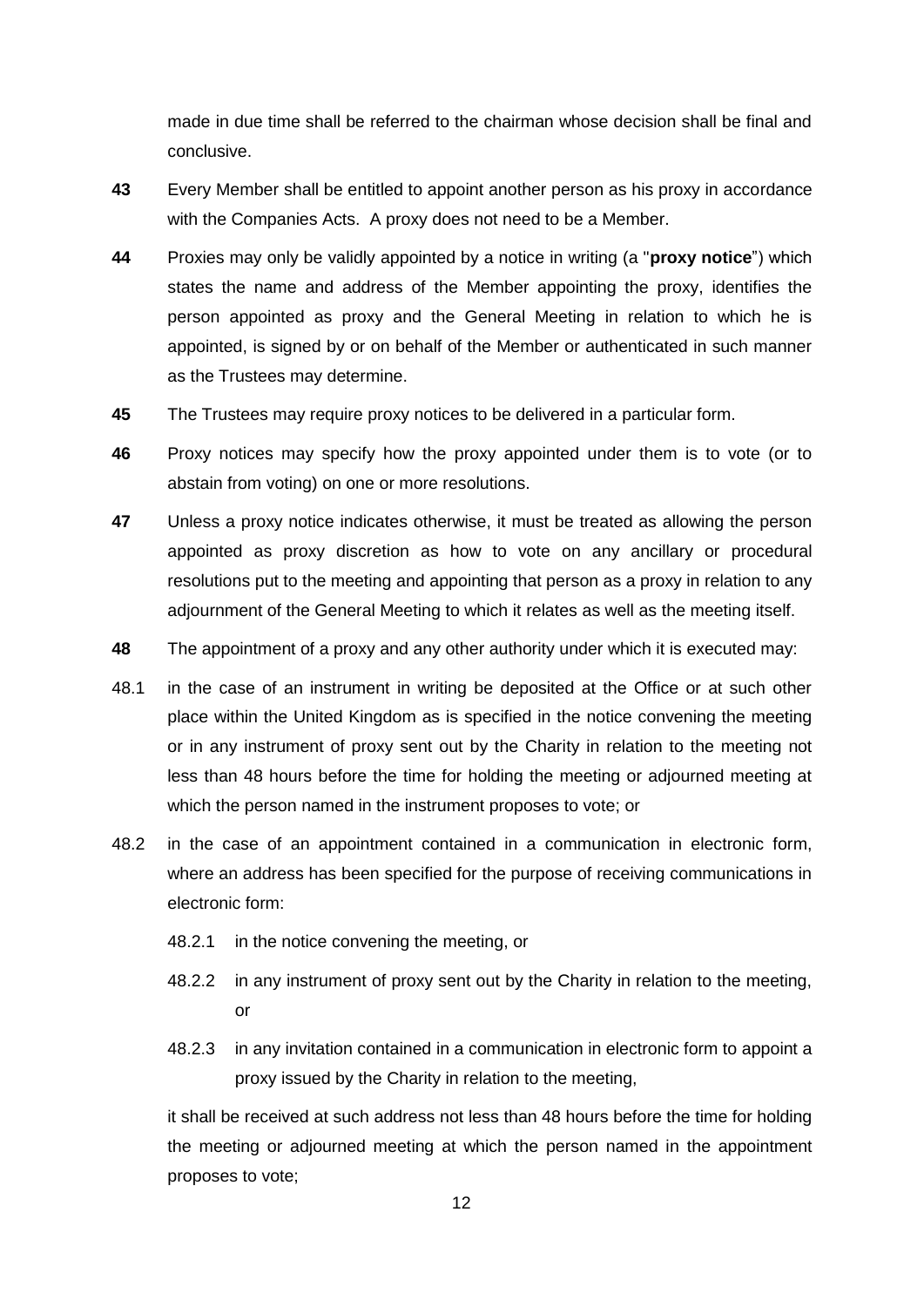made in due time shall be referred to the chairman whose decision shall be final and conclusive.

**43** Every Member shall be entitled to appoint another person as his proxy in accordance with the Companies Acts. A proxy does not need to be a Member.

**44** Proxies may only be validly appointed by a notice in writing (a "**proxy notice**") which states the name and address of the Member appointing the proxy, identifies the person appointed as proxy and the General Meeting in relation to which he is appointed, is signed by or on behalf of the Member or authenticated in such manner as the Trustees may determine.

**45** The Trustees may require proxy notices to be delivered in a particular form.

**46** Proxy notices may specify how the proxy appointed under them is to vote (or to abstain from voting) on one or more resolutions.

**47** Unless a proxy notice indicates otherwise, it must be treated as allowing the person appointed as proxy discretion as how to vote on any ancillary or procedural resolutions put to the meeting and appointing that person as a proxy in relation to any adjournment of the General Meeting to which it relates as well as the meeting itself.

**48** The appointment of a proxy and any other authority under which it is executed may:

48.1 in the case of an instrument in writing be deposited at the Office or at such other place within the United Kingdom as is specified in the notice convening the meeting or in any instrument of proxy sent out by the Charity in relation to the meeting not less than 48 hours before the time for holding the meeting or adjourned meeting at which the person named in the instrument proposes to vote; or

48.2 in the case of an appointment contained in a communication in electronic form, where an address has been specified for the purpose of receiving communications in electronic form:

48.2.1 in the notice convening the meeting, or

48.2.2 in any instrument of proxy sent out by the Charity in relation to the meeting, or

48.2.3 in any invitation contained in a communication in electronic form to appoint a proxy issued by the Charity in relation to the meeting,

it shall be received at such address not less than 48 hours before the time for holding the meeting or adjourned meeting at which the person named in the appointment proposes to vote;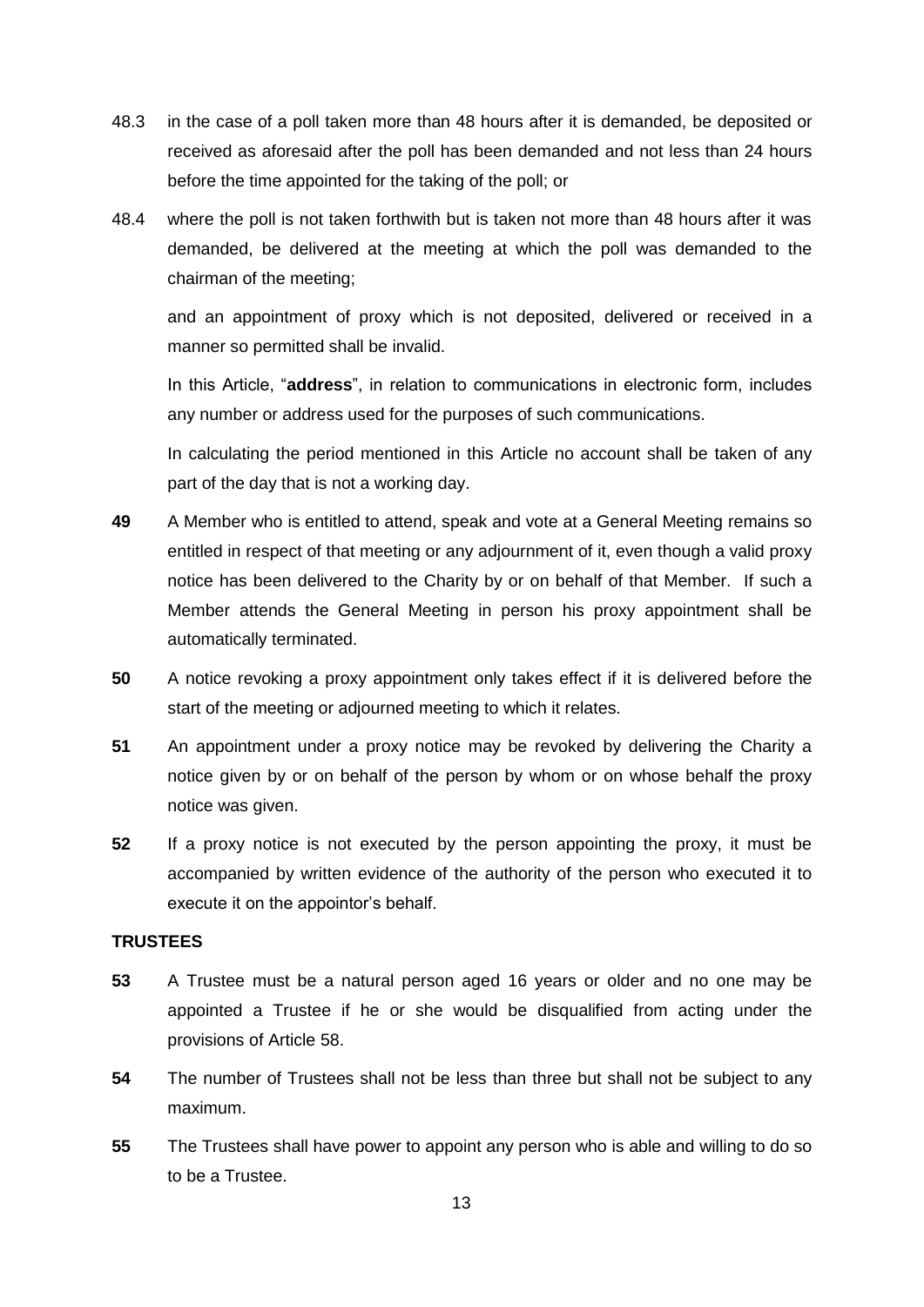48.3 in the case of a poll taken more than 48 hours after it is demanded, be deposited or received as aforesaid after the poll has been demanded and not less than 24 hours before the time appointed for the taking of the poll; or

48.4 where the poll is not taken forthwith but is taken not more than 48 hours after it was demanded, be delivered at the meeting at which the poll was demanded to the chairman of the meeting;

and an appointment of proxy which is not deposited, delivered or received in a manner so permitted shall be invalid.

In this Article, "**address**", in relation to communications in electronic form, includes any number or address used for the purposes of such communications.

In calculating the period mentioned in this Article no account shall be taken of any part of the day that is not a working day.

**49** A Member who is entitled to attend, speak and vote at a General Meeting remains so entitled in respect of that meeting or any adjournment of it, even though a valid proxy notice has been delivered to the Charity by or on behalf of that Member. If such a Member attends the General Meeting in person his proxy appointment shall be automatically terminated.

**50** A notice revoking a proxy appointment only takes effect if it is delivered before the start of the meeting or adjourned meeting to which it relates.

**51** An appointment under a proxy notice may be revoked by delivering the Charity a notice given by or on behalf of the person by whom or on whose behalf the proxy notice was given.

**52** If a proxy notice is not executed by the person appointing the proxy, it must be accompanied by written evidence of the authority of the person who executed it to execute it on the appointor's behalf.

**TRUSTEES**

**53** A Trustee must be a natural person aged 16 years or older and no one may be appointed a Trustee if he or she would be disqualified from acting under the provisions of Article 58.

**54** The number of Trustees shall not be less than three but shall not be subject to any maximum.

**55** The Trustees shall have power to appoint any person who is able and willing to do so to be a Trustee.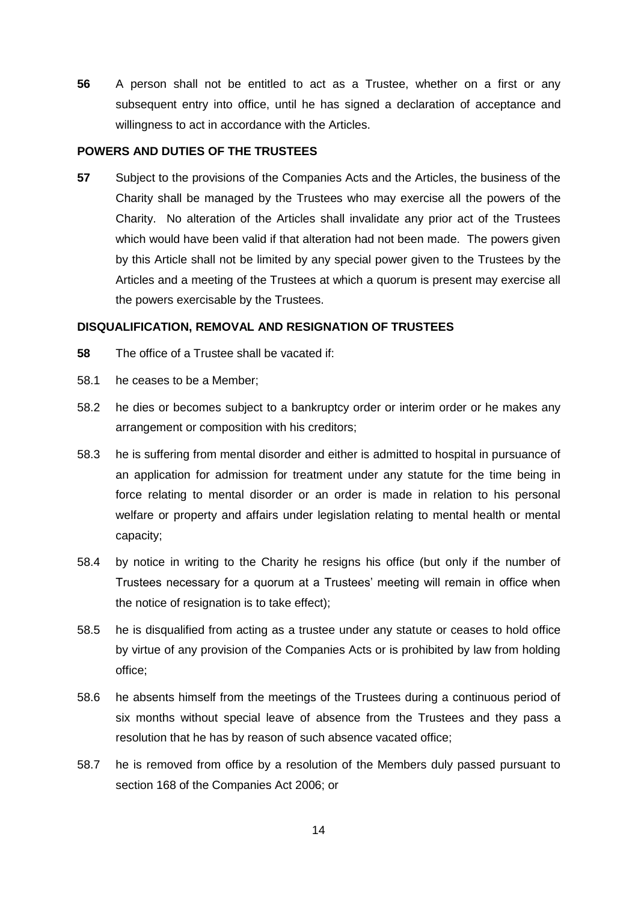**56** A person shall not be entitled to act as a Trustee, whether on a first or any subsequent entry into office, until he has signed a declaration of acceptance and willingness to act in accordance with the Articles.

**POWERS AND DUTIES OF THE TRUSTEES**

**57** Subject to the provisions of the Companies Acts and the Articles, the business of the Charity shall be managed by the Trustees who may exercise all the powers of the Charity. No alteration of the Articles shall invalidate any prior act of the Trustees which would have been valid if that alteration had not been made. The powers given by this Article shall not be limited by any special power given to the Trustees by the Articles and a meeting of the Trustees at which a quorum is present may exercise all the powers exercisable by the Trustees.

**DISQUALIFICATION, REMOVAL AND RESIGNATION OF TRUSTEES**

**58** The office of a Trustee shall be vacated if:

58.1 he ceases to be a Member;

58.2 he dies or becomes subject to a bankruptcy order or interim order or he makes any arrangement or composition with his creditors;

58.3 he is suffering from mental disorder and either is admitted to hospital in pursuance of an application for admission for treatment under any statute for the time being in force relating to mental disorder or an order is made in relation to his personal welfare or property and affairs under legislation relating to mental health or mental capacity;

58.4 by notice in writing to the Charity he resigns his office (but only if the number of Trustees necessary for a quorum at a Trustees' meeting will remain in office when the notice of resignation is to take effect);

58.5 he is disqualified from acting as a trustee under any statute or ceases to hold office by virtue of any provision of the Companies Acts or is prohibited by law from holding office;

58.6 he absents himself from the meetings of the Trustees during a continuous period of six months without special leave of absence from the Trustees and they pass a resolution that he has by reason of such absence vacated office;

58.7 he is removed from office by a resolution of the Members duly passed pursuant to section 168 of the Companies Act 2006; or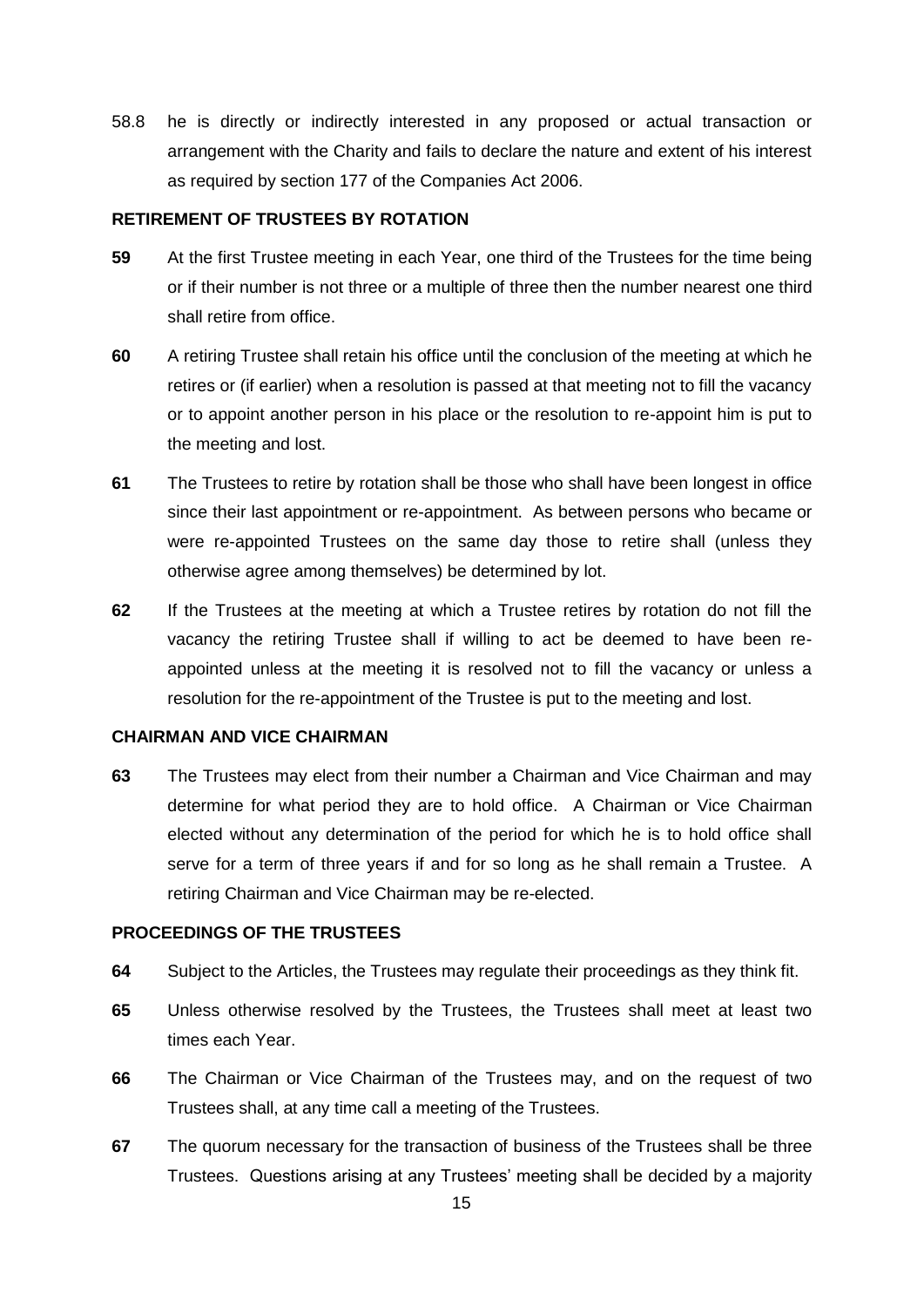58.8 he is directly or indirectly interested in any proposed or actual transaction or arrangement with the Charity and fails to declare the nature and extent of his interest as required by section 177 of the Companies Act 2006.

**RETIREMENT OF TRUSTEES BY ROTATION**

**59** At the first Trustee meeting in each Year, one third of the Trustees for the time being or if their number is not three or a multiple of three then the number nearest one third shall retire from office.

**60** A retiring Trustee shall retain his office until the conclusion of the meeting at which he retires or (if earlier) when a resolution is passed at that meeting not to fill the vacancy or to appoint another person in his place or the resolution to re-appoint him is put to the meeting and lost.

**61** The Trustees to retire by rotation shall be those who shall have been longest in office since their last appointment or re-appointment. As between persons who became or were re-appointed Trustees on the same day those to retire shall (unless they otherwise agree among themselves) be determined by lot.

**62** If the Trustees at the meeting at which a Trustee retires by rotation do not fill the vacancy the retiring Trustee shall if willing to act be deemed to have been re-appointed unless at the meeting it is resolved not to fill the vacancy or unless a resolution for the re-appointment of the Trustee is put to the meeting and lost.

**CHAIRMAN AND VICE CHAIRMAN**

**63** The Trustees may elect from their number a Chairman and Vice Chairman and may determine for what period they are to hold office. A Chairman or Vice Chairman elected without any determination of the period for which he is to hold office shall serve for a term of three years if and for so long as he shall remain a Trustee. A retiring Chairman and Vice Chairman may be re-elected.

**PROCEEDINGS OF THE TRUSTEES**

**64** Subject to the Articles, the Trustees may regulate their proceedings as they think fit.

**65** Unless otherwise resolved by the Trustees, the Trustees shall meet at least two times each Year.

**66** The Chairman or Vice Chairman of the Trustees may, and on the request of two Trustees shall, at any time call a meeting of the Trustees.

**67** The quorum necessary for the transaction of business of the Trustees shall be three Trustees. Questions arising at any Trustees' meeting shall be decided by a majority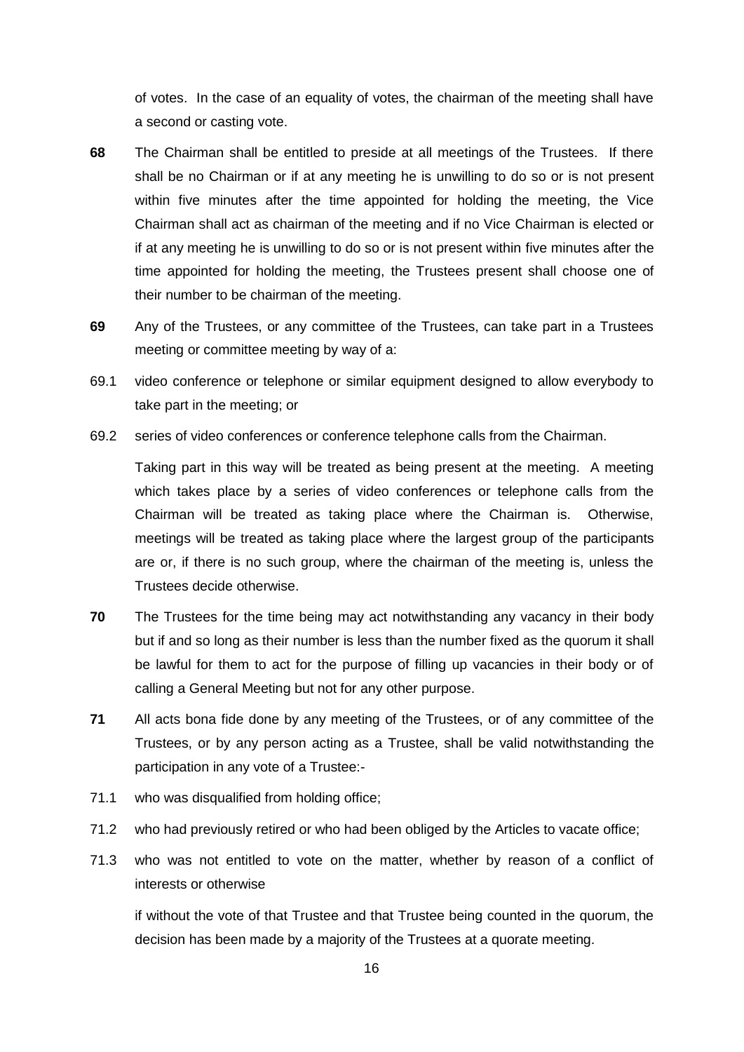of votes. In the case of an equality of votes, the chairman of the meeting shall have a second or casting vote.

**68** The Chairman shall be entitled to preside at all meetings of the Trustees. If there shall be no Chairman or if at any meeting he is unwilling to do so or is not present within five minutes after the time appointed for holding the meeting, the Vice Chairman shall act as chairman of the meeting and if no Vice Chairman is elected or if at any meeting he is unwilling to do so or is not present within five minutes after the time appointed for holding the meeting, the Trustees present shall choose one of their number to be chairman of the meeting.

**69** Any of the Trustees, or any committee of the Trustees, can take part in a Trustees meeting or committee meeting by way of a:

69.1 video conference or telephone or similar equipment designed to allow everybody to take part in the meeting; or

69.2 series of video conferences or conference telephone calls from the Chairman.

Taking part in this way will be treated as being present at the meeting. A meeting which takes place by a series of video conferences or telephone calls from the Chairman will be treated as taking place where the Chairman is. Otherwise, meetings will be treated as taking place where the largest group of the participants are or, if there is no such group, where the chairman of the meeting is, unless the Trustees decide otherwise.

**70** The Trustees for the time being may act notwithstanding any vacancy in their body but if and so long as their number is less than the number fixed as the quorum it shall be lawful for them to act for the purpose of filling up vacancies in their body or of calling a General Meeting but not for any other purpose.

**71** All acts bona fide done by any meeting of the Trustees, or of any committee of the Trustees, or by any person acting as a Trustee, shall be valid notwithstanding the participation in any vote of a Trustee:-

71.1 who was disqualified from holding office;

71.2 who had previously retired or who had been obliged by the Articles to vacate office;

71.3 who was not entitled to vote on the matter, whether by reason of a conflict of interests or otherwise

if without the vote of that Trustee and that Trustee being counted in the quorum, the decision has been made by a majority of the Trustees at a quorate meeting.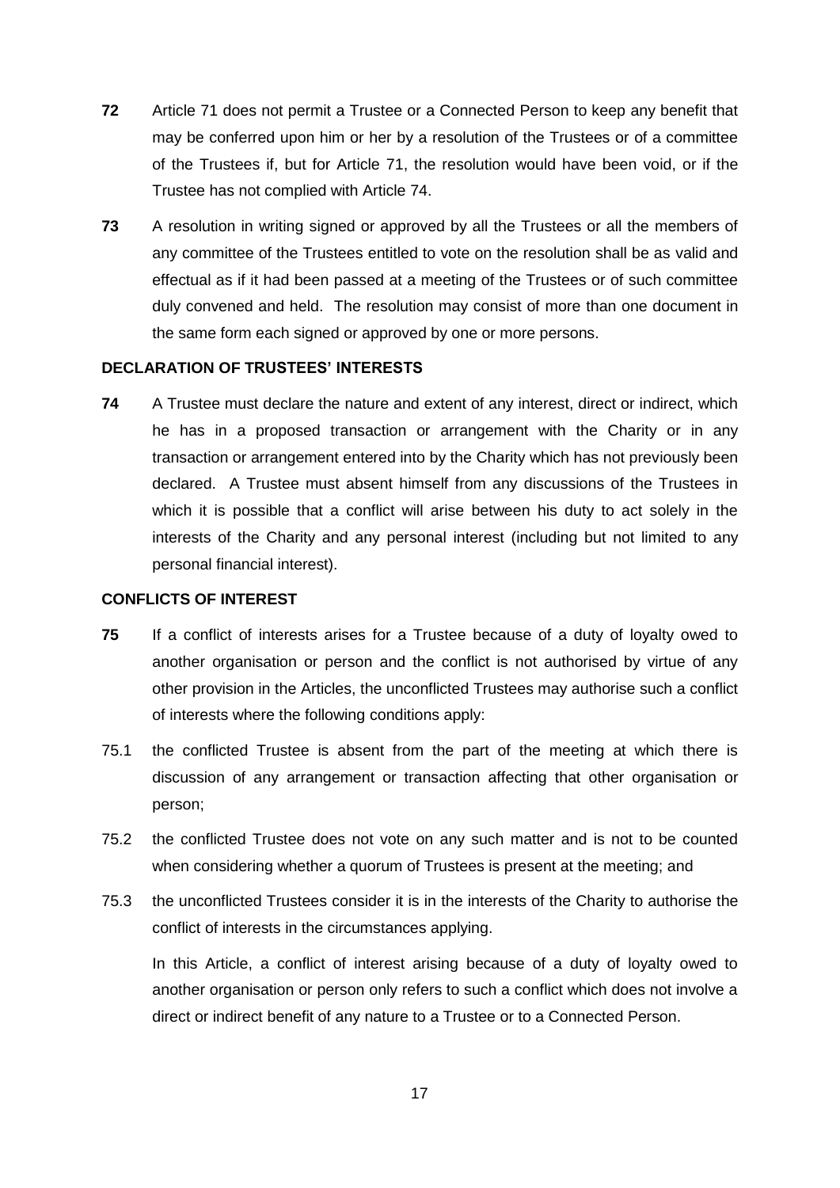**72** Article 71 does not permit a Trustee or a Connected Person to keep any benefit that may be conferred upon him or her by a resolution of the Trustees or of a committee of the Trustees if, but for Article 71, the resolution would have been void, or if the Trustee has not complied with Article 74.

**73** A resolution in writing signed or approved by all the Trustees or all the members of any committee of the Trustees entitled to vote on the resolution shall be as valid and effectual as if it had been passed at a meeting of the Trustees or of such committee duly convened and held. The resolution may consist of more than one document in the same form each signed or approved by one or more persons.

**DECLARATION OF TRUSTEES' INTERESTS**

**74** A Trustee must declare the nature and extent of any interest, direct or indirect, which he has in a proposed transaction or arrangement with the Charity or in any transaction or arrangement entered into by the Charity which has not previously been declared. A Trustee must absent himself from any discussions of the Trustees in which it is possible that a conflict will arise between his duty to act solely in the interests of the Charity and any personal interest (including but not limited to any personal financial interest).

**CONFLICTS OF INTEREST**

**75** If a conflict of interests arises for a Trustee because of a duty of loyalty owed to another organisation or person and the conflict is not authorised by virtue of any other provision in the Articles, the unconflicted Trustees may authorise such a conflict of interests where the following conditions apply:

75.1 the conflicted Trustee is absent from the part of the meeting at which there is discussion of any arrangement or transaction affecting that other organisation or person;

75.2 the conflicted Trustee does not vote on any such matter and is not to be counted when considering whether a quorum of Trustees is present at the meeting; and

75.3 the unconflicted Trustees consider it is in the interests of the Charity to authorise the conflict of interests in the circumstances applying.

In this Article, a conflict of interest arising because of a duty of loyalty owed to another organisation or person only refers to such a conflict which does not involve a direct or indirect benefit of any nature to a Trustee or to a Connected Person.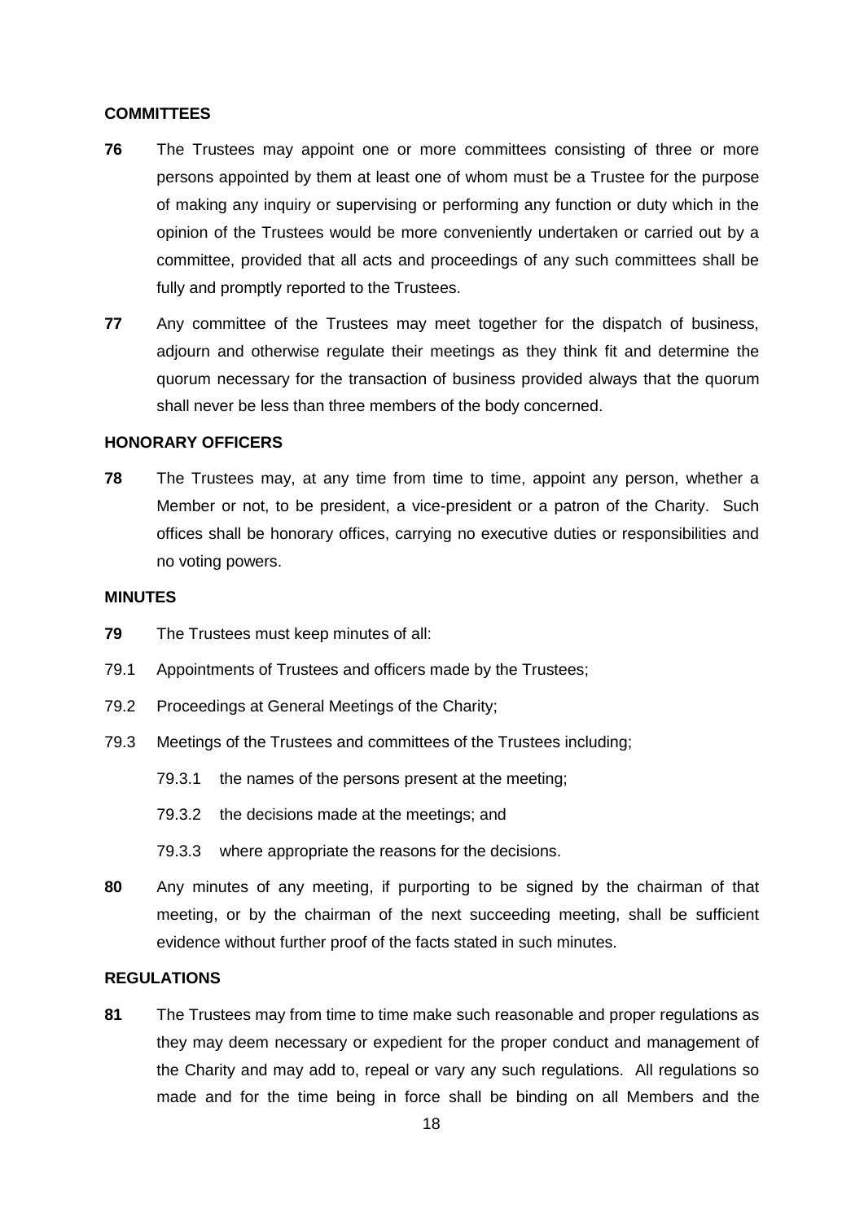**COMMITTEES**

**76** The Trustees may appoint one or more committees consisting of three or more persons appointed by them at least one of whom must be a Trustee for the purpose of making any inquiry or supervising or performing any function or duty which in the opinion of the Trustees would be more conveniently undertaken or carried out by a committee, provided that all acts and proceedings of any such committees shall be fully and promptly reported to the Trustees.

**77** Any committee of the Trustees may meet together for the dispatch of business, adjourn and otherwise regulate their meetings as they think fit and determine the quorum necessary for the transaction of business provided always that the quorum shall never be less than three members of the body concerned.

**HONORARY OFFICERS**

**78** The Trustees may, at any time from time to time, appoint any person, whether a Member or not, to be president, a vice-president or a patron of the Charity. Such offices shall be honorary offices, carrying no executive duties or responsibilities and no voting powers.

**MINUTES**

**79** The Trustees must keep minutes of all:

79.1 Appointments of Trustees and officers made by the Trustees;

79.2 Proceedings at General Meetings of the Charity;

79.3 Meetings of the Trustees and committees of the Trustees including;

79.3.1 the names of the persons present at the meeting;

79.3.2 the decisions made at the meetings; and

79.3.3 where appropriate the reasons for the decisions.

**80** Any minutes of any meeting, if purporting to be signed by the chairman of that meeting, or by the chairman of the next succeeding meeting, shall be sufficient evidence without further proof of the facts stated in such minutes.

**REGULATIONS**

**81** The Trustees may from time to time make such reasonable and proper regulations as they may deem necessary or expedient for the proper conduct and management of the Charity and may add to, repeal or vary any such regulations. All regulations so made and for the time being in force shall be binding on all Members and the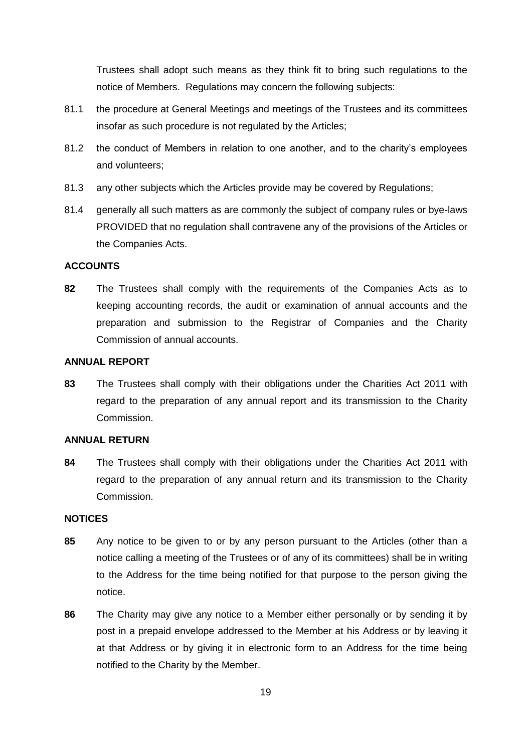Trustees shall adopt such means as they think fit to bring such regulations to the notice of Members. Regulations may concern the following subjects:

81.1 the procedure at General Meetings and meetings of the Trustees and its committees insofar as such procedure is not regulated by the Articles;

81.2 the conduct of Members in relation to one another, and to the charity's employees and volunteers;

81.3 any other subjects which the Articles provide may be covered by Regulations;

81.4 generally all such matters as are commonly the subject of company rules or bye-laws PROVIDED that no regulation shall contravene any of the provisions of the Articles or the Companies Acts.

**ACCOUNTS**

**82** The Trustees shall comply with the requirements of the Companies Acts as to keeping accounting records, the audit or examination of annual accounts and the preparation and submission to the Registrar of Companies and the Charity Commission of annual accounts.

**ANNUAL REPORT**

**83** The Trustees shall comply with their obligations under the Charities Act 2011 with regard to the preparation of any annual report and its transmission to the Charity Commission.

**ANNUAL RETURN**

**84** The Trustees shall comply with their obligations under the Charities Act 2011 with regard to the preparation of any annual return and its transmission to the Charity Commission.

**NOTICES**

**85** Any notice to be given to or by any person pursuant to the Articles (other than a notice calling a meeting of the Trustees or of any of its committees) shall be in writing to the Address for the time being notified for that purpose to the person giving the notice.

**86** The Charity may give any notice to a Member either personally or by sending it by post in a prepaid envelope addressed to the Member at his Address or by leaving it at that Address or by giving it in electronic form to an Address for the time being notified to the Charity by the Member.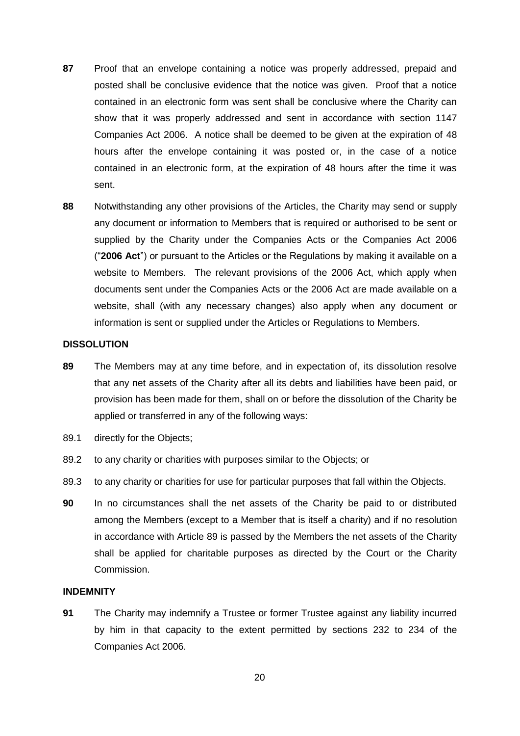**87** Proof that an envelope containing a notice was properly addressed, prepaid and posted shall be conclusive evidence that the notice was given. Proof that a notice contained in an electronic form was sent shall be conclusive where the Charity can show that it was properly addressed and sent in accordance with section 1147 Companies Act 2006. A notice shall be deemed to be given at the expiration of 48 hours after the envelope containing it was posted or, in the case of a notice contained in an electronic form, at the expiration of 48 hours after the time it was sent.

**88** Notwithstanding any other provisions of the Articles, the Charity may send or supply any document or information to Members that is required or authorised to be sent or supplied by the Charity under the Companies Acts or the Companies Act 2006 ("**2006 Act**") or pursuant to the Articles or the Regulations by making it available on a website to Members. The relevant provisions of the 2006 Act, which apply when documents sent under the Companies Acts or the 2006 Act are made available on a website, shall (with any necessary changes) also apply when any document or information is sent or supplied under the Articles or Regulations to Members.

**DISSOLUTION**

**89** The Members may at any time before, and in expectation of, its dissolution resolve that any net assets of the Charity after all its debts and liabilities have been paid, or provision has been made for them, shall on or before the dissolution of the Charity be applied or transferred in any of the following ways:

89.1 directly for the Objects;

89.2 to any charity or charities with purposes similar to the Objects; or

89.3 to any charity or charities for use for particular purposes that fall within the Objects.

**90** In no circumstances shall the net assets of the Charity be paid to or distributed among the Members (except to a Member that is itself a charity) and if no resolution in accordance with Article 89 is passed by the Members the net assets of the Charity shall be applied for charitable purposes as directed by the Court or the Charity Commission.

**INDEMNITY**

**91** The Charity may indemnify a Trustee or former Trustee against any liability incurred by him in that capacity to the extent permitted by sections 232 to 234 of the Companies Act 2006.